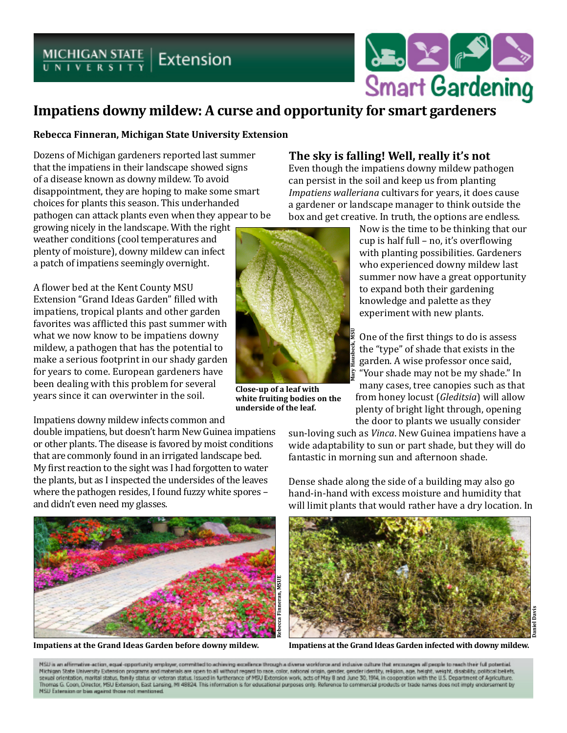# Impatiens downy mildew: A curse and opportunity for smart gardeners

**Rebecca Finneran, Michigan State University Extension**

Dozens of Michigan gardeners reported last summer that the impatiens in their landscape showed signs of a disease known as downy mildew. To avoid disappointment, they are hoping to make some smart choices for plants this season. This underhanded pathogen can attack plants even when they appear to be growing nicely in the landscape. With the right weather conditions (cool temperatures and plenty of moisture), downy mildew can infect a patch of impatiens seemingly overnight.

A flower bed at the Kent County MSU Extension "Grand Ideas Garden" filled with impatiens, tropical plants and other garden favorites was afflicted this past summer with what we now know to be impatiens downy mildew, a pathogen that has the potential to make a serious footprint in our shady garden for years to come. European gardeners have been dealing with this problem for several years since it can overwinter in the soil.

**Close-up of a leaf with white fruiting bodies on the underside of the leaf.**

Impatiens downy mildew infects common and double impatiens, but doesn't harm New Guinea impatiens or other plants. The disease is favored by moist conditions that are commonly found in an irrigated landscape bed. My first reaction to the sight was I had forgotten to water the plants, but as I inspected the undersides of the leaves where the pathogen resides, I found fuzzy white spores – and didn't even need my glasses.

## The sky is falling! Well, really it's not

Even though the impatiens downy mildew pathogen can persist in the soil and keep us from planting *Impatiens walleriana* cultivars for years, it does cause a gardener or landscape manager to think outside the box and get creative. In truth, the options are endless. Now is the time to be thinking that our cup is half full – no, it's overflowing with planting possibilities. Gardeners who experienced downy mildew last summer now have a great opportunity to expand both their gardening knowledge and palette as they experiment with new plants.

One of the first things to do is assess the "type" of shade that exists in the garden. A wise professor once said, "Your shade may not be my shade." In many cases, tree canopies such as that from honey locust (*Gleditsia*) will allow plenty of bright light through, opening the door to plants we usually consider sun-loving such as *Vinca*. New Guinea impatiens have a wide adaptability to sun or part shade, but they will do fantastic in morning sun and afternoon shade.

Dense shade along the side of a building may also go hand-in-hand with excess moisture and humidity that will limit plants that would rather have a dry location. In

**Impatiens at the Grand Ideas Garden before downy mildew.**

**Impatiens at the Grand Ideas Garden infected with downy mildew.**

MSU is an affirmative-action, equal-opportunity employer, committed to achieving excellence through a diverse workforce and inclusive culture that encourages all people to reach their full potential. Michigan State University Extension programs and materials are open to all without regard to race, color, national origin, gender, gender identity, religion, age, height, weight, disability, political beliefs, sexual orientation, marital status, family status or veteran status. Issued in furtherance of MSU Extension work, acts of May 8 and June 30, 1914, in cooperation with the U.S. Department of Agriculture. Thomas G. Coon, Director, MSU Extension, East Lansing, MI 48824. This information is for educational purposes only. Reference to commercial products or trade names does not imply endorsement by MSU Extension or bias against those not mentioned.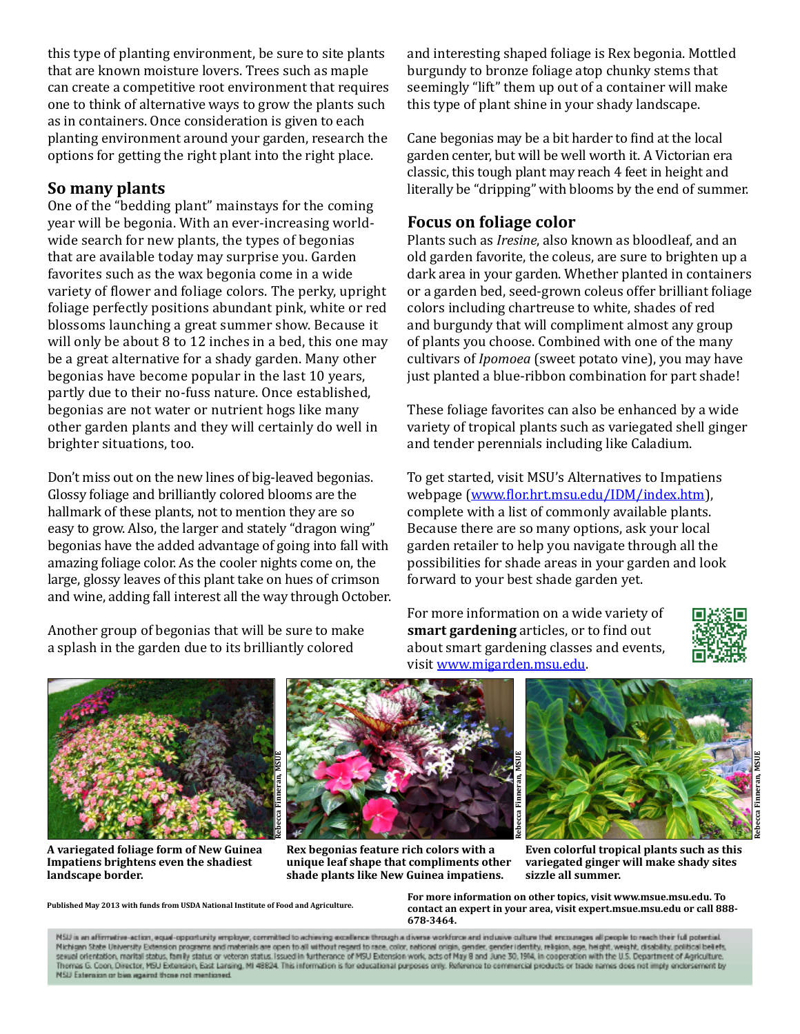this type of planting environment, be sure to site plants that are known moisture lovers. Trees such as maple can create a competitive root environment that requires one to think of alternative ways to grow the plants such as in containers. Once consideration is given to each planting environment around your garden, research the options for getting the right plant into the right place.

## So many plants

One of the "bedding plant" mainstays for the coming year will be begonia. With an ever-increasing world-wide search for new plants, the types of begonias that are available today may surprise you. Garden favorites such as the wax begonia come in a wide variety of flower and foliage colors. The perky, upright foliage perfectly positions abundant pink, white or red blossoms launching a great summer show. Because it will only be about 8 to 12 inches in a bed, this one may be a great alternative for a shady garden. Many other begonias have become popular in the last 10 years, partly due to their no-fuss nature. Once established, begonias are not water or nutrient hogs like many other garden plants and they will certainly do well in brighter situations, too.

Don't miss out on the new lines of big-leaved begonias. Glossy foliage and brilliantly colored blooms are the hallmark of these plants, not to mention they are so easy to grow. Also, the larger and stately "dragon wing" begonias have the added advantage of going into fall with amazing foliage color. As the cooler nights come on, the large, glossy leaves of this plant take on hues of crimson and wine, adding fall interest all the way through October.

Another group of begonias that will be sure to make a splash in the garden due to its brilliantly colored and interesting shaped foliage is Rex begonia. Mottled burgundy to bronze foliage atop chunky stems that seemingly "lift" them up out of a container will make this type of plant shine in your shady landscape.

Cane begonias may be a bit harder to find at the local garden center, but will be well worth it. A Victorian era classic, this tough plant may reach 4 feet in height and literally be "dripping" with blooms by the end of summer.

## Focus on foliage color

Plants such as *Iresine*, also known as bloodleaf, and an old garden favorite, the coleus, are sure to brighten up a dark area in your garden. Whether planted in containers or a garden bed, seed-grown coleus offer brilliant foliage colors including chartreuse to white, shades of red and burgundy that will compliment almost any group of plants you choose. Combined with one of the many cultivars of *Ipomoea* (sweet potato vine), you may have just planted a blue-ribbon combination for part shade!

These foliage favorites can also be enhanced by a wide variety of tropical plants such as variegated shell ginger and tender perennials including like Caladium.

To get started, visit MSU's Alternatives to Impatiens webpage (www.flor.hrt.msu.edu/IDM/index.htm), complete with a list of commonly available plants. Because there are so many options, ask your local garden retailer to help you navigate through all the possibilities for shade areas in your garden and look forward to your best shade garden yet.

For more information on a wide variety of **smart gardening** articles, or to find out about smart gardening classes and events, visit www.migarden.msu.edu.

Rebecca Finneran, MSUE

**A variegated foliage form of New Guinea Impatiens brightens even the shadiest landscape border.**

Rebecca Finneran, MSUE

**Rex begonias feature rich colors with a unique leaf shape that compliments other shade plants like New Guinea impatiens.**

Rebecca Finneran, MSUE

**Even colorful tropical plants such as this variegated ginger will make shady sites sizzle all summer.**

**Published May 2013 with funds from USDA National Institute of Food and Agriculture.**

**For more information on other topics, visit www.msue.msu.edu. To contact an expert in your area, visit expert.msue.msu.edu or call 888-678-3464.**

MSU is an affirmative-action, equal-opportunity employer, committed to achieving excellence through a diverse workforce and inclusive culture that encourages all people to reach their full potential. Michigan State University Extension programs and materials are open to all without regard to race, color, national origin, gender, gender identity, religion, age, height, weight, disability, political beliefs, sexual orientation, marital status, family status or veteran status. Issued in furtherance of MSU Extension work, acts of May 8 and June 30, 1914, in cooperation with the U.S. Department of Agriculture. Thomas G. Coon, Director, MSU Extension, East Lansing, MI 48824. This information is for educational purposes only. Reference to commercial products or trade names does not imply endorsement by MSU Extension or bias against those not mentioned.